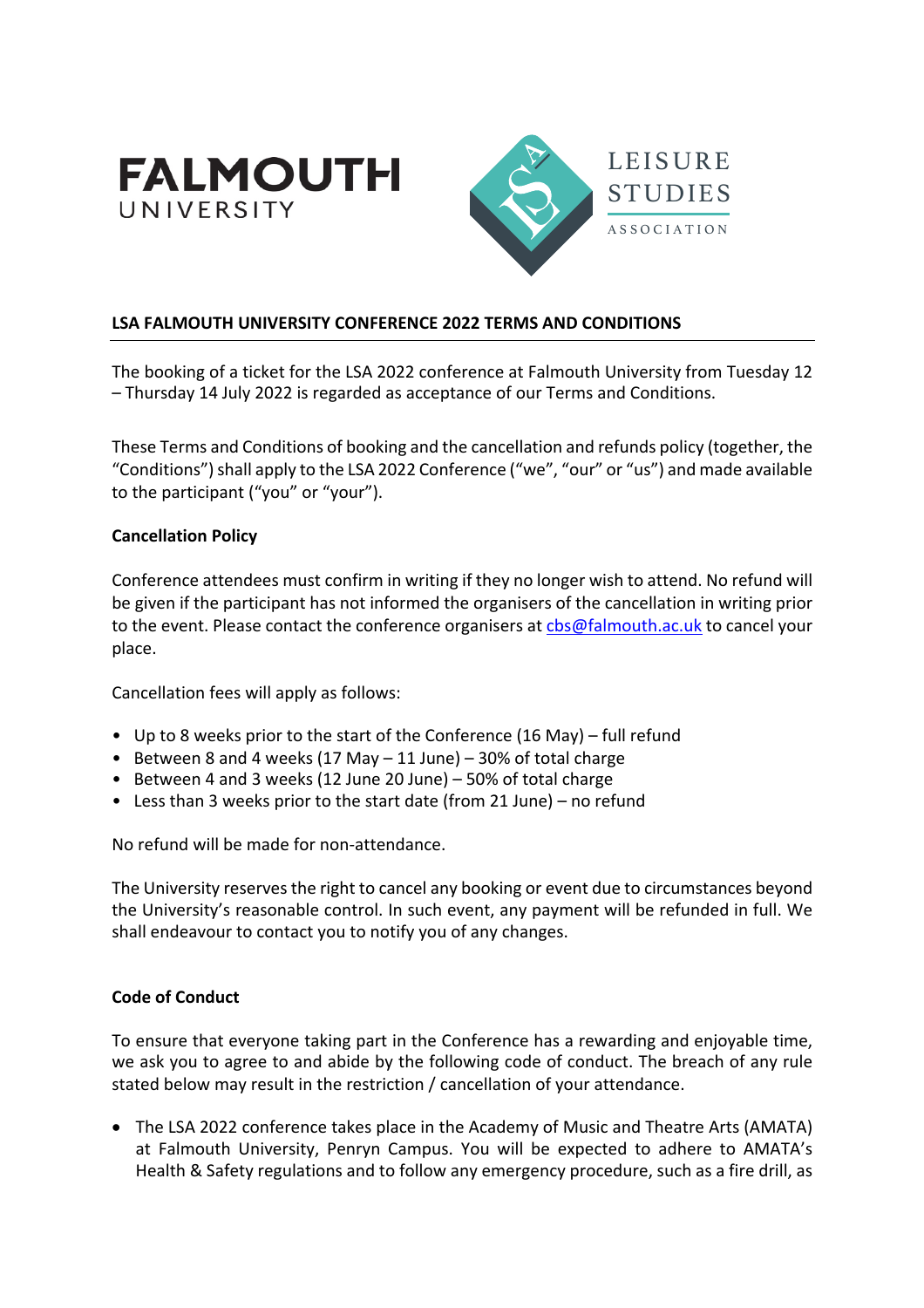FALMOUTH UNIVERSITY

LEISURE STUDIES ASSOCIATION

## LSA FALMOUTH UNIVERSITY CONFERENCE 2022 TERMS AND CONDITIONS

The booking of a ticket for the LSA 2022 conference at Falmouth University from Tuesday 12 – Thursday 14 July 2022 is regarded as acceptance of our Terms and Conditions.

These Terms and Conditions of booking and the cancellation and refunds policy (together, the "Conditions") shall apply to the LSA 2022 Conference ("we", "our" or "us") and made available to the participant ("you" or "your").

### Cancellation Policy

Conference attendees must confirm in writing if they no longer wish to attend. No refund will be given if the participant has not informed the organisers of the cancellation in writing prior to the event. Please contact the conference organisers at cbs@falmouth.ac.uk to cancel your place.

Cancellation fees will apply as follows:

- Up to 8 weeks prior to the start of the Conference (16 May) – full refund
- Between 8 and 4 weeks (17 May – 11 June) – 30% of total charge
- Between 4 and 3 weeks (12 June 20 June) – 50% of total charge
- Less than 3 weeks prior to the start date (from 21 June) – no refund

No refund will be made for non-attendance.

The University reserves the right to cancel any booking or event due to circumstances beyond the University's reasonable control. In such event, any payment will be refunded in full. We shall endeavour to contact you to notify you of any changes.

### Code of Conduct

To ensure that everyone taking part in the Conference has a rewarding and enjoyable time, we ask you to agree to and abide by the following code of conduct. The breach of any rule stated below may result in the restriction / cancellation of your attendance.

- The LSA 2022 conference takes place in the Academy of Music and Theatre Arts (AMATA) at Falmouth University, Penryn Campus. You will be expected to adhere to AMATA's Health & Safety regulations and to follow any emergency procedure, such as a fire drill, as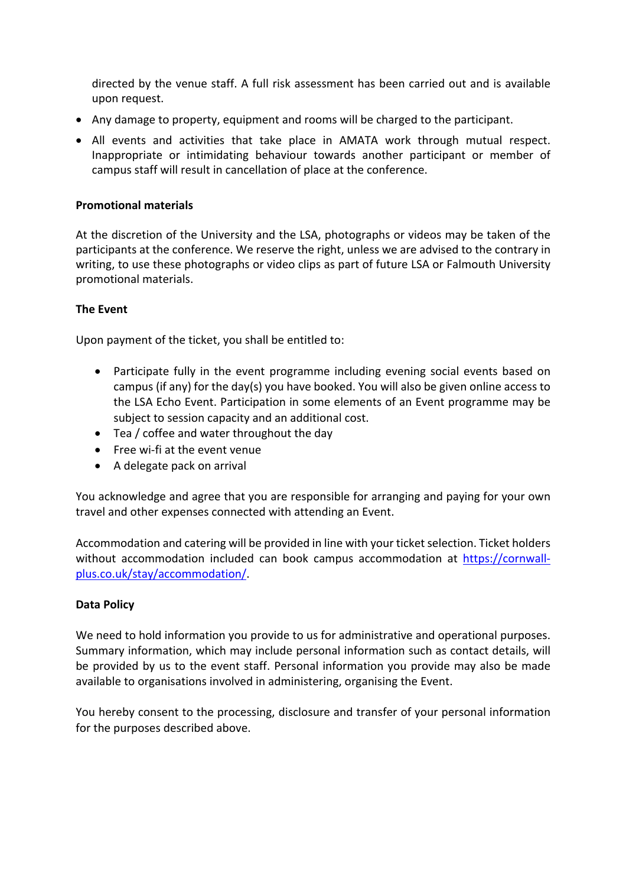directed by the venue staff. A full risk assessment has been carried out and is available upon request.

- Any damage to property, equipment and rooms will be charged to the participant.
- All events and activities that take place in AMATA work through mutual respect. Inappropriate or intimidating behaviour towards another participant or member of campus staff will result in cancellation of place at the conference.

**Promotional materials**

At the discretion of the University and the LSA, photographs or videos may be taken of the participants at the conference. We reserve the right, unless we are advised to the contrary in writing, to use these photographs or video clips as part of future LSA or Falmouth University promotional materials.

**The Event**

Upon payment of the ticket, you shall be entitled to:

- Participate fully in the event programme including evening social events based on campus (if any) for the day(s) you have booked. You will also be given online access to the LSA Echo Event. Participation in some elements of an Event programme may be subject to session capacity and an additional cost.
- Tea / coffee and water throughout the day
- Free wi-fi at the event venue
- A delegate pack on arrival

You acknowledge and agree that you are responsible for arranging and paying for your own travel and other expenses connected with attending an Event.

Accommodation and catering will be provided in line with your ticket selection. Ticket holders without accommodation included can book campus accommodation at [https://cornwall-plus.co.uk/stay/accommodation/](https://cornwall-plus.co.uk/stay/accommodation/).

**Data Policy**

We need to hold information you provide to us for administrative and operational purposes. Summary information, which may include personal information such as contact details, will be provided by us to the event staff. Personal information you provide may also be made available to organisations involved in administering, organising the Event.

You hereby consent to the processing, disclosure and transfer of your personal information for the purposes described above.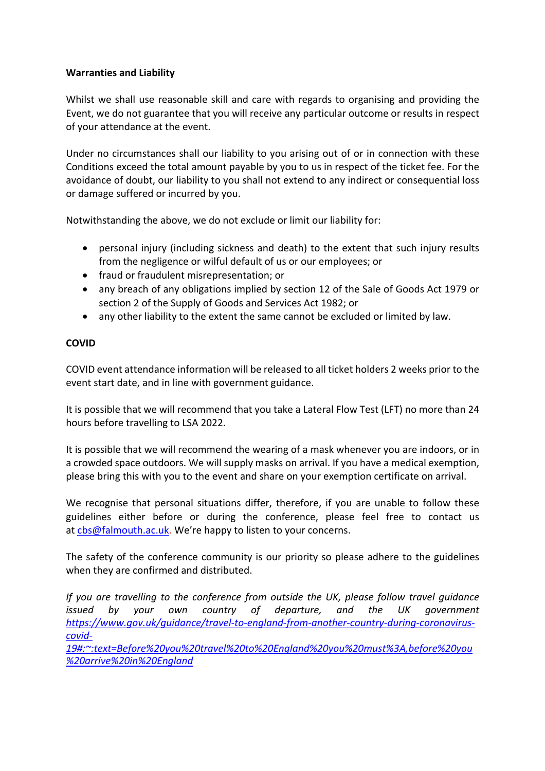**Warranties and Liability**

Whilst we shall use reasonable skill and care with regards to organising and providing the Event, we do not guarantee that you will receive any particular outcome or results in respect of your attendance at the event.

Under no circumstances shall our liability to you arising out of or in connection with these Conditions exceed the total amount payable by you to us in respect of the ticket fee. For the avoidance of doubt, our liability to you shall not extend to any indirect or consequential loss or damage suffered or incurred by you.

Notwithstanding the above, we do not exclude or limit our liability for:

- personal injury (including sickness and death) to the extent that such injury results from the negligence or wilful default of us or our employees; or
- fraud or fraudulent misrepresentation; or
- any breach of any obligations implied by section 12 of the Sale of Goods Act 1979 or section 2 of the Supply of Goods and Services Act 1982; or
- any other liability to the extent the same cannot be excluded or limited by law.

**COVID**

COVID event attendance information will be released to all ticket holders 2 weeks prior to the event start date, and in line with government guidance.

It is possible that we will recommend that you take a Lateral Flow Test (LFT) no more than 24 hours before travelling to LSA 2022.

It is possible that we will recommend the wearing of a mask whenever you are indoors, or in a crowded space outdoors. We will supply masks on arrival. If you have a medical exemption, please bring this with you to the event and share on your exemption certificate on arrival.

We recognise that personal situations differ, therefore, if you are unable to follow these guidelines either before or during the conference, please feel free to contact us at cbs@falmouth.ac.uk. We're happy to listen to your concerns.

The safety of the conference community is our priority so please adhere to the guidelines when they are confirmed and distributed.

*If you are travelling to the conference from outside the UK, please follow travel guidance issued by your own country of departure, and the UK government https://www.gov.uk/guidance/travel-to-england-from-another-country-during-coronavirus-covid-19#:~:text=Before%20you%20travel%20to%20England%20you%20must%3A,before%20you%20arrive%20in%20England*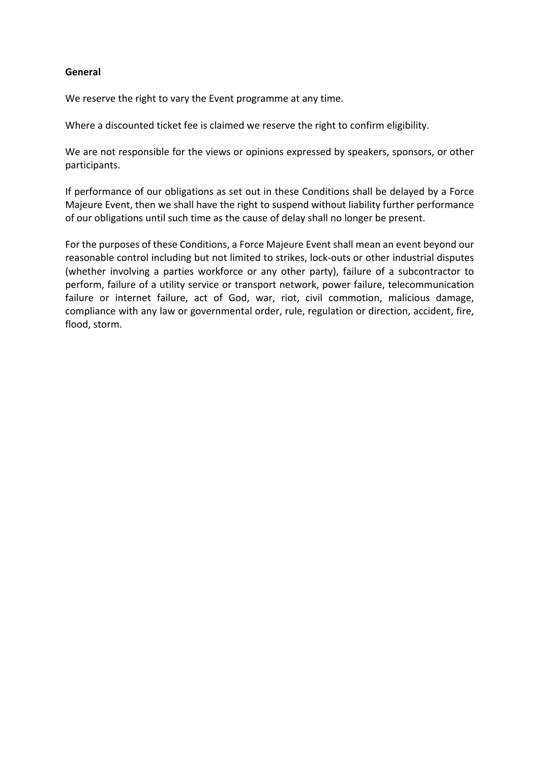**General**

We reserve the right to vary the Event programme at any time.

Where a discounted ticket fee is claimed we reserve the right to confirm eligibility.

We are not responsible for the views or opinions expressed by speakers, sponsors, or other participants.

If performance of our obligations as set out in these Conditions shall be delayed by a Force Majeure Event, then we shall have the right to suspend without liability further performance of our obligations until such time as the cause of delay shall no longer be present.

For the purposes of these Conditions, a Force Majeure Event shall mean an event beyond our reasonable control including but not limited to strikes, lock-outs or other industrial disputes (whether involving a parties workforce or any other party), failure of a subcontractor to perform, failure of a utility service or transport network, power failure, telecommunication failure or internet failure, act of God, war, riot, civil commotion, malicious damage, compliance with any law or governmental order, rule, regulation or direction, accident, fire, flood, storm.